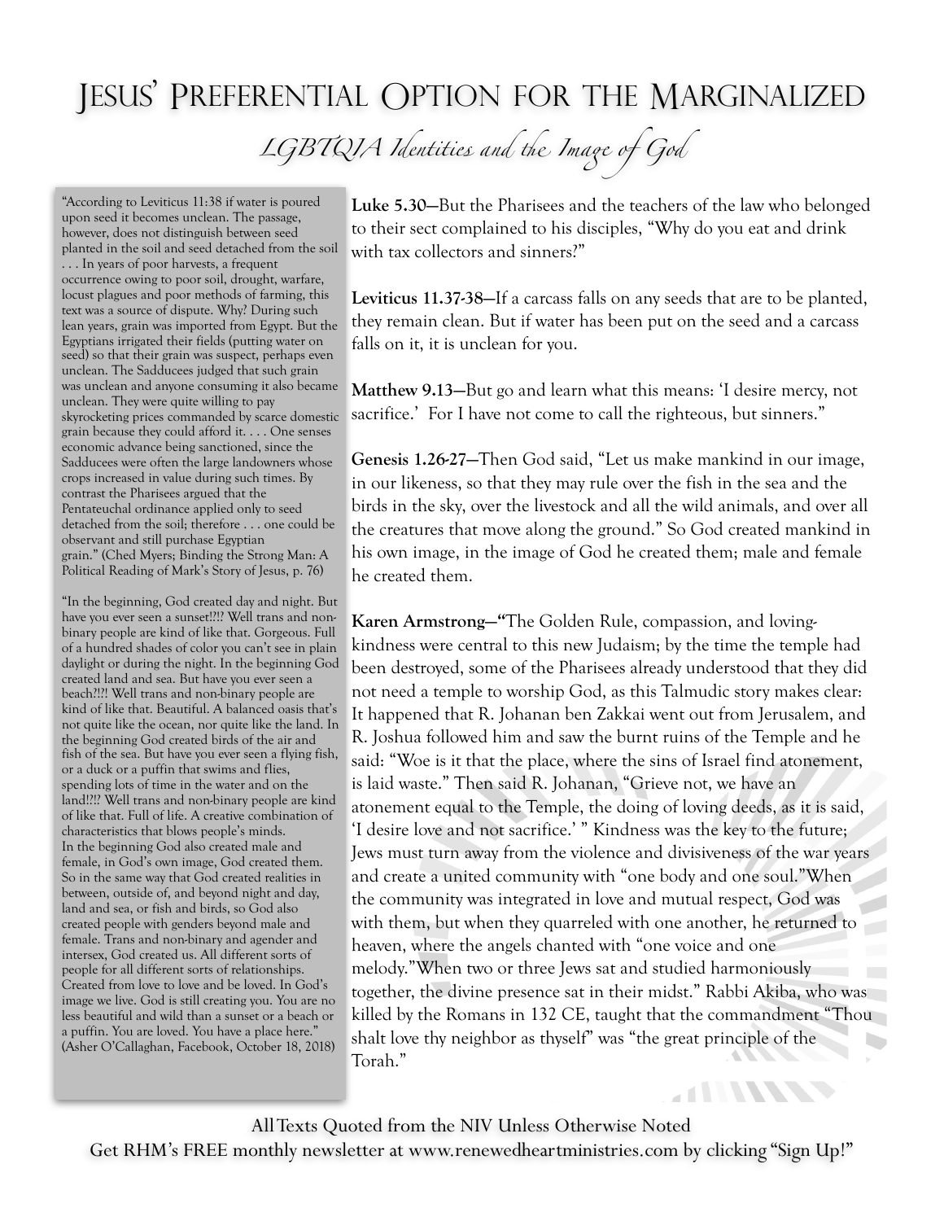# Jesus' Preferential Option for the Marginalized

## *LGBTQIA Identities and the Image of God*

**Luke 5.30—**But the Pharisees and the teachers of the law who belonged to their sect complained to his disciples, "Why do you eat and drink with tax collectors and sinners?"

**Leviticus 11.37-38—**If a carcass falls on any seeds that are to be planted, they remain clean. But if water has been put on the seed and a carcass falls on it, it is unclean for you.

**Matthew 9.13—**But go and learn what this means: 'I desire mercy, not sacrifice.' For I have not come to call the righteous, but sinners."

**Genesis 1.26-27—**Then God said, "Let us make mankind in our image, in our likeness, so that they may rule over the fish in the sea and the birds in the sky, over the livestock and all the wild animals, and over all the creatures that move along the ground." So God created mankind in his own image, in the image of God he created them; male and female he created them.

**Karen Armstrong—"**The Golden Rule, compassion, and loving-kindness were central to this new Judaism; by the time the temple had been destroyed, some of the Pharisees already understood that they did not need a temple to worship God, as this Talmudic story makes clear: It happened that R. Johanan ben Zakkai went out from Jerusalem, and R. Joshua followed him and saw the burnt ruins of the Temple and he said: "Woe is it that the place, where the sins of Israel find atonement, is laid waste." Then said R. Johanan, "Grieve not, we have an atonement equal to the Temple, the doing of loving deeds, as it is said, 'I desire love and not sacrifice.' " Kindness was the key to the future; Jews must turn away from the violence and divisiveness of the war years and create a united community with "one body and one soul."When the community was integrated in love and mutual respect, God was with them, but when they quarreled with one another, he returned to heaven, where the angels chanted with "one voice and one melody."When two or three Jews sat and studied harmoniously together, the divine presence sat in their midst." Rabbi Akiba, who was killed by the Romans in 132 CE, taught that the commandment "Thou shalt love thy neighbor as thyself" was "the great principle of the Torah."

"According to Leviticus 11:38 if water is poured upon seed it becomes unclean. The passage, however, does not distinguish between seed planted in the soil and seed detached from the soil . . . In years of poor harvests, a frequent occurrence owing to poor soil, drought, warfare, locust plagues and poor methods of farming, this text was a source of dispute. Why? During such lean years, grain was imported from Egypt. But the Egyptians irrigated their fields (putting water on seed) so that their grain was suspect, perhaps even unclean. The Sadducees judged that such grain was unclean and anyone consuming it also became unclean. They were quite willing to pay skyrocketing prices commanded by scarce domestic grain because they could afford it. . . . One senses economic advance being sanctioned, since the Sadducees were often the large landowners whose crops increased in value during such times. By contrast the Pharisees argued that the Pentateuchal ordinance applied only to seed detached from the soil; therefore . . . one could be observant and still purchase Egyptian grain." (Ched Myers; Binding the Strong Man: A Political Reading of Mark's Story of Jesus, p. 76)

"In the beginning, God created day and night. But have you ever seen a sunset!?!? Well trans and non-binary people are kind of like that. Gorgeous. Full of a hundred shades of color you can't see in plain daylight or during the night. In the beginning God created land and sea. But have you ever seen a beach?!?! Well trans and non-binary people are kind of like that. Beautiful. A balanced oasis that's not quite like the ocean, nor quite like the land. In the beginning God created birds of the air and fish of the sea. But have you ever seen a flying fish, or a duck or a puffin that swims and flies, spending lots of time in the water and on the land!?!? Well trans and non-binary people are kind of like that. Full of life. A creative combination of characteristics that blows people's minds.
In the beginning God also created male and female, in God's own image, God created them. So in the same way that God created realities in between, outside of, and beyond night and day, land and sea, or fish and birds, so God also created people with genders beyond male and female. Trans and non-binary and agender and intersex, God created us. All different sorts of people for all different sorts of relationships. Created from love to love and be loved. In God's image we live. God is still creating you. You are no less beautiful and wild than a sunset or a beach or a puffin. You are loved. You have a place here." (Asher O'Callaghan, Facebook, October 18, 2018)

All Texts Quoted from the NIV Unless Otherwise Noted

Get RHM's FREE monthly newsletter at www.renewedheartministries.com by clicking "Sign Up!"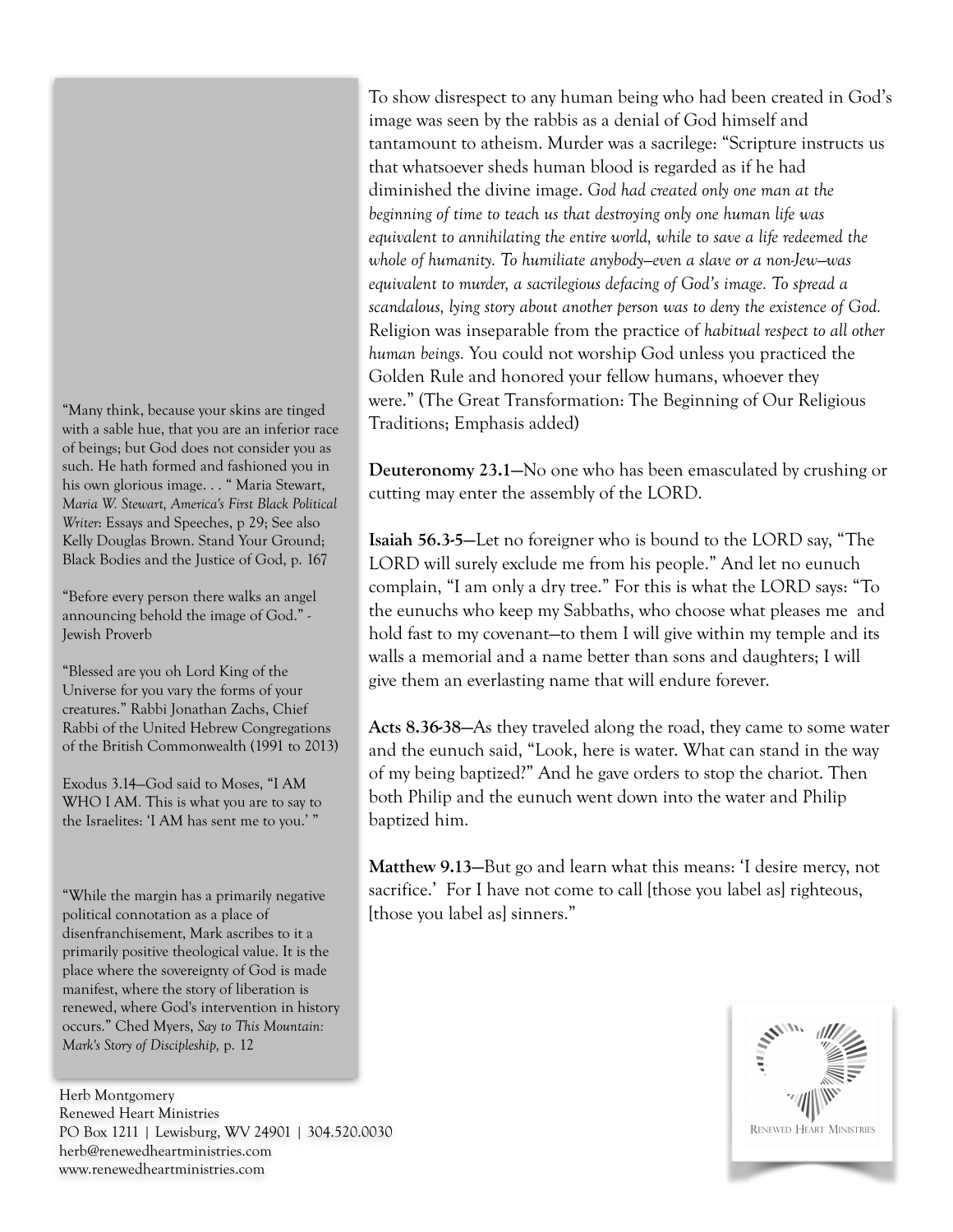To show disrespect to any human being who had been created in God's image was seen by the rabbis as a denial of God himself and tantamount to atheism. Murder was a sacrilege: "Scripture instructs us that whatsoever sheds human blood is regarded as if he had diminished the divine image. *God had created only one man at the beginning of time to teach us that destroying only one human life was equivalent to annihilating the entire world, while to save a life redeemed the whole of humanity. To humiliate anybody—even a slave or a non-Jew—was equivalent to murder, a sacrilegious defacing of God's image. To spread a scandalous, lying story about another person was to deny the existence of God.* Religion was inseparable from the practice of *habitual respect to all other human beings.* You could not worship God unless you practiced the Golden Rule and honored your fellow humans, whoever they were." (The Great Transformation: The Beginning of Our Religious Traditions; Emphasis added)

**Deuteronomy 23.1**—No one who has been emasculated by crushing or cutting may enter the assembly of the LORD.

**Isaiah 56.3-5**—Let no foreigner who is bound to the LORD say, "The LORD will surely exclude me from his people." And let no eunuch complain, "I am only a dry tree." For this is what the LORD says: "To the eunuchs who keep my Sabbaths, who choose what pleases me and hold fast to my covenant—to them I will give within my temple and its walls a memorial and a name better than sons and daughters; I will give them an everlasting name that will endure forever.

**Acts 8.36-38**—As they traveled along the road, they came to some water and the eunuch said, "Look, here is water. What can stand in the way of my being baptized?" And he gave orders to stop the chariot. Then both Philip and the eunuch went down into the water and Philip baptized him.

**Matthew 9.13**—But go and learn what this means: 'I desire mercy, not sacrifice.' For I have not come to call [those you label as] righteous, [those you label as] sinners."

"Many think, because your skins are tinged with a sable hue, that you are an inferior race of beings; but God does not consider you as such. He hath formed and fashioned you in his own glorious image. . . " Maria Stewart, *Maria W. Stewart, America's First Black Political Writer*: Essays and Speeches, p 29; See also Kelly Douglas Brown. Stand Your Ground; Black Bodies and the Justice of God, p. 167

"Before every person there walks an angel announcing behold the image of God." - Jewish Proverb

"Blessed are you oh Lord King of the Universe for you vary the forms of your creatures." Rabbi Jonathan Zachs, Chief Rabbi of the United Hebrew Congregations of the British Commonwealth (1991 to 2013)

Exodus 3.14—God said to Moses, "I AM WHO I AM. This is what you are to say to the Israelites: 'I AM has sent me to you.' "

"While the margin has a primarily negative political connotation as a place of disenfranchisement, Mark ascribes to it a primarily positive theological value. It is the place where the sovereignty of God is made manifest, where the story of liberation is renewed, where God's intervention in history occurs." Ched Myers, *Say to This Mountain: Mark's Story of Discipleship,* p. 12

Herb Montgomery
Renewed Heart Ministries
PO Box 1211 | Lewisburg, WV 24901 | 304.520.0030
herb@renewedheartministries.com
www.renewedheartministries.com

Renewed Heart Ministries